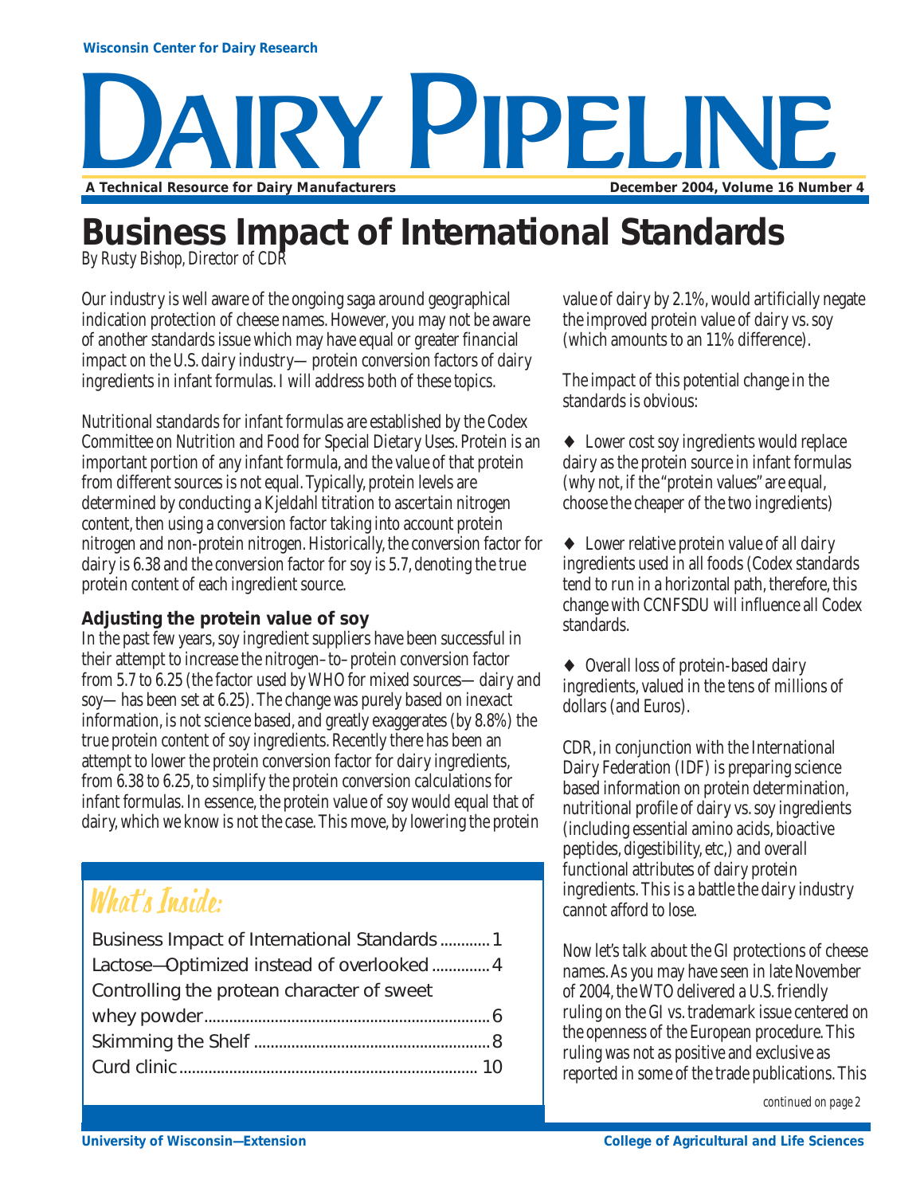Wisconsin Center for Dairy Research

# DAIRY PIPELINE

A Technical Resource for Dairy Manufacturers

December 2004, Volume 16 Number 4

## Business Impact of International Standards

*By Rusty Bishop, Director of CDR*

Our industry is well aware of the ongoing saga around geographical indication protection of cheese names. However, you may not be aware of another standards issue which may have equal or greater financial impact on the U.S. dairy industry—protein conversion factors of dairy ingredients in infant formulas. I will address both of these topics.

Nutritional standards for infant formulas are established by the Codex Committee on Nutrition and Food for Special Dietary Uses. Protein is an important portion of any infant formula, and the value of that protein from different sources is not equal. Typically, protein levels are determined by conducting a Kjeldahl titration to ascertain nitrogen content, then using a conversion factor taking into account protein nitrogen and non-protein nitrogen. Historically, the conversion factor for dairy is 6.38 and the conversion factor for soy is 5.7, denoting the true protein content of each ingredient source.

### Adjusting the protein value of soy

In the past few years, soy ingredient suppliers have been successful in their attempt to increase the nitrogen–to–protein conversion factor from 5.7 to 6.25 (the factor used by WHO for mixed sources—dairy and soy—has been set at 6.25). The change was purely based on inexact information, is not science based, and greatly exaggerates (by 8.8%) the true protein content of soy ingredients. Recently there has been an attempt to lower the protein conversion factor for dairy ingredients, from 6.38 to 6.25, to simplify the protein conversion calculations for infant formulas. In essence, the protein value of soy would equal that of dairy, which we know is not the case. This move, by lowering the protein value of dairy by 2.1%, would artificially negate the improved protein value of dairy vs. soy (which amounts to an 11% difference).

The impact of this potential change in the standards is obvious:

- Lower cost soy ingredients would replace dairy as the protein source in infant formulas (why not, if the "protein values" are equal, choose the cheaper of the two ingredients)
- Lower relative protein value of all dairy ingredients used in all foods (Codex standards tend to run in a horizontal path, therefore, this change with CCNFSDU will influence all Codex standards.
- Overall loss of protein-based dairy ingredients, valued in the tens of millions of dollars (and Euros).

CDR, in conjunction with the International Dairy Federation (IDF) is preparing science based information on protein determination, nutritional profile of dairy vs. soy ingredients (including essential amino acids, bioactive peptides, digestibility, etc,) and overall functional attributes of dairy protein ingredients. This is a battle the dairy industry cannot afford to lose.

Now let's talk about the GI protections of cheese names. As you may have seen in late November of 2004, the WTO delivered a U.S. friendly ruling on the GI vs. trademark issue centered on the openness of the European procedure. This ruling was not as positive and exclusive as reported in some of the trade publications. This

*continued on page 2*

### What's Inside:

| | |
|---|---|
| Business Impact of International Standards | 1 |
| Lactose—Optimized instead of overlooked | 4 |
| Controlling the protean character of sweet whey powder | 6 |
| Skimming the Shelf | 8 |
| Curd clinic | 10 |

University of Wisconsin—Extension

College of Agricultural and Life Sciences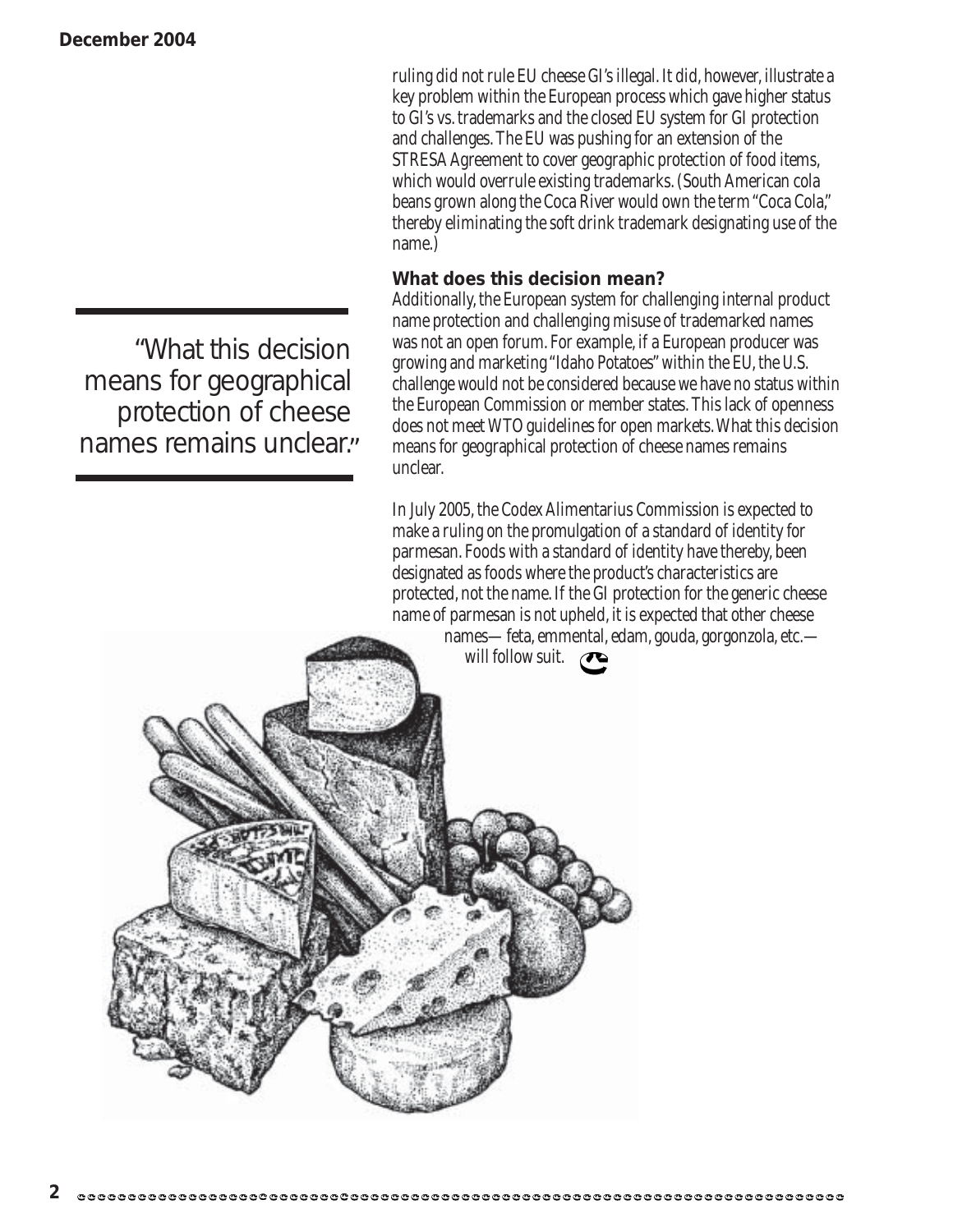ruling did not rule EU cheese GI's illegal. It did, however, illustrate a key problem within the European process which gave higher status to GI's vs. trademarks and the closed EU system for GI protection and challenges. The EU was pushing for an extension of the STRESA Agreement to cover geographic protection of food items, which would overrule existing trademarks. (South American cola beans grown along the Coca River would own the term "Coca Cola," thereby eliminating the soft drink trademark designating use of the name.)

> "What this decision means for geographical protection of cheese names remains unclear."

**What does this decision mean?**

Additionally, the European system for challenging internal product name protection and challenging misuse of trademarked names was not an open forum. For example, if a European producer was growing and marketing "Idaho Potatoes" within the EU, the U.S. challenge would not be considered because we have no status within the European Commission or member states. This lack of openness does not meet WTO guidelines for open markets. What this decision means for geographical protection of cheese names remains unclear.

In July 2005, the Codex Alimentarius Commission is expected to make a ruling on the promulgation of a standard of identity for parmesan. Foods with a standard of identity have thereby, been designated as foods where the product's characteristics are protected, not the name. If the GI protection for the generic cheese name of parmesan is not upheld, it is expected that other cheese names— feta, emmental, edam, gouda, gorgonzola, etc.— will follow suit.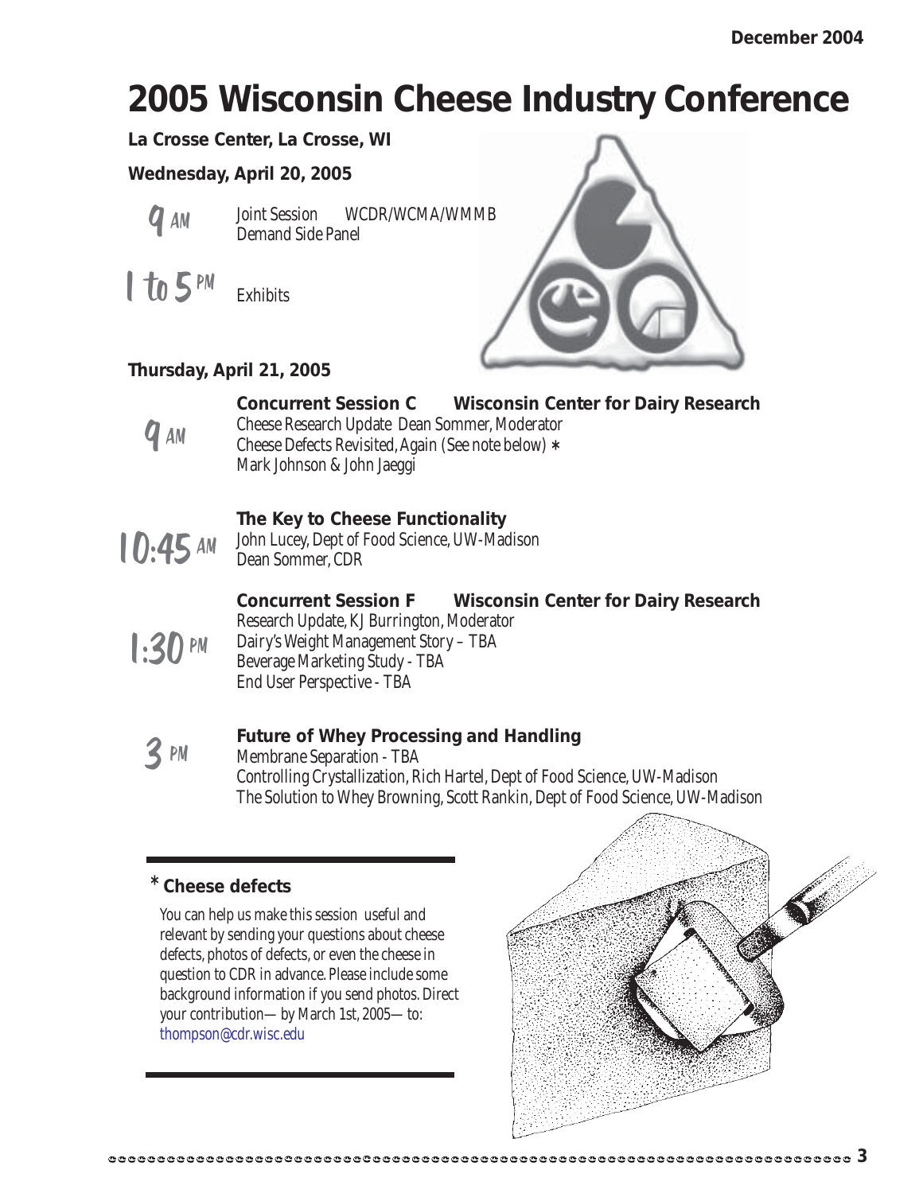# 2005 Wisconsin Cheese Industry Conference

**La Crosse Center, La Crosse, WI**

## Wednesday, April 20, 2005

**9 AM**
Joint Session WCDR/WCMA/WMMB
Demand Side Panel

**1 to 5 PM**
Exhibits

## Thursday, April 21, 2005

**9 AM**

**Concurrent Session C Wisconsin Center for Dairy Research**
Cheese Research Update Dean Sommer, Moderator
Cheese Defects Revisited, Again (See note below) *
Mark Johnson & John Jaeggi

**10:45 AM**

**The Key to Cheese Functionality**
John Lucey, Dept of Food Science, UW-Madison
Dean Sommer, CDR

**1:30 PM**

**Concurrent Session F Wisconsin Center for Dairy Research**
Research Update, KJ Burrington, Moderator
Dairy's Weight Management Story – TBA
Beverage Marketing Study - TBA
End User Perspective - TBA

**3 PM**

**Future of Whey Processing and Handling**
Membrane Separation - TBA
Controlling Crystallization, Rich Hartel, Dept of Food Science, UW-Madison
The Solution to Whey Browning, Scott Rankin, Dept of Food Science, UW-Madison

---

### * Cheese defects

You can help us make this session useful and relevant by sending your questions about cheese defects, photos of defects, or even the cheese in question to CDR in advance. Please include some background information if you send photos. Direct your contribution—by March 1st, 2005—to: thompson@cdr.wisc.edu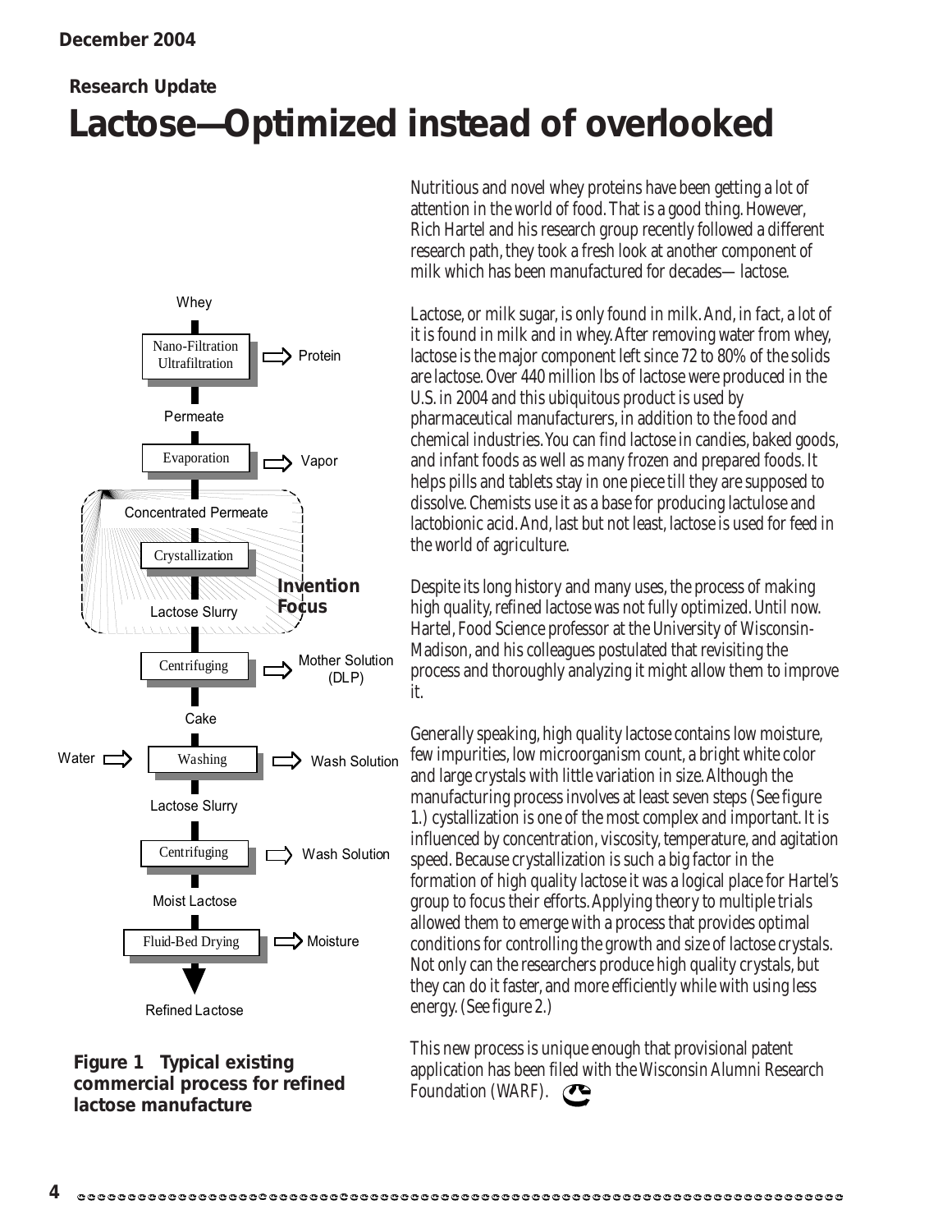**Research Update**

# Lactose—Optimized instead of overlooked

Whey → Nano-Filtration Ultrafiltration (→ Protein) → Permeate → Evaporation (→ Vapor) → Concentrated Permeate → Crystallization → Lactose Slurry [Invention Focus] → Centrifuging (→ Mother Solution (DLP)) → Cake → Washing (Water →; → Wash Solution) → Lactose Slurry → Centrifuging (→ Wash Solution) → Moist Lactose → Fluid-Bed Drying (→ Moisture) → Refined Lactose

**Figure 1 Typical existing commercial process for refined lactose manufacture**

Nutritious and novel whey proteins have been getting a lot of attention in the world of food. That is a good thing. However, Rich Hartel and his research group recently followed a different research path, they took a fresh look at another component of milk which has been manufactured for decades— lactose.

Lactose, or milk sugar, is only found in milk. And, in fact, a lot of it is found in milk and in whey. After removing water from whey, lactose is the major component left since 72 to 80% of the solids are lactose. Over 440 million lbs of lactose were produced in the U.S. in 2004 and this ubiquitous product is used by pharmaceutical manufacturers, in addition to the food and chemical industries. You can find lactose in candies, baked goods, and infant foods as well as many frozen and prepared foods. It helps pills and tablets stay in one piece till they are supposed to dissolve. Chemists use it as a base for producing lactulose and lactobionic acid. And, last but not least, lactose is used for feed in the world of agriculture.

Despite its long history and many uses, the process of making high quality, refined lactose was not fully optimized. Until now. Hartel, Food Science professor at the University of Wisconsin-Madison, and his colleagues postulated that revisiting the process and thoroughly analyzing it might allow them to improve it.

Generally speaking, high quality lactose contains low moisture, few impurities, low microorganism count, a bright white color and large crystals with little variation in size. Although the manufacturing process involves at least seven steps (See figure 1.) cystallization is one of the most complex and important. It is influenced by concentration, viscosity, temperature, and agitation speed. Because crystallization is such a big factor in the formation of high quality lactose it was a logical place for Hartel's group to focus their efforts. Applying theory to multiple trials allowed them to emerge with a process that provides optimal conditions for controlling the growth and size of lactose crystals. Not only can the researchers produce high quality crystals, but they can do it faster, and more efficiently while with using less energy. (See figure 2.)

This new process is unique enough that provisional patent application has been filed with the Wisconsin Alumni Research Foundation (WARF).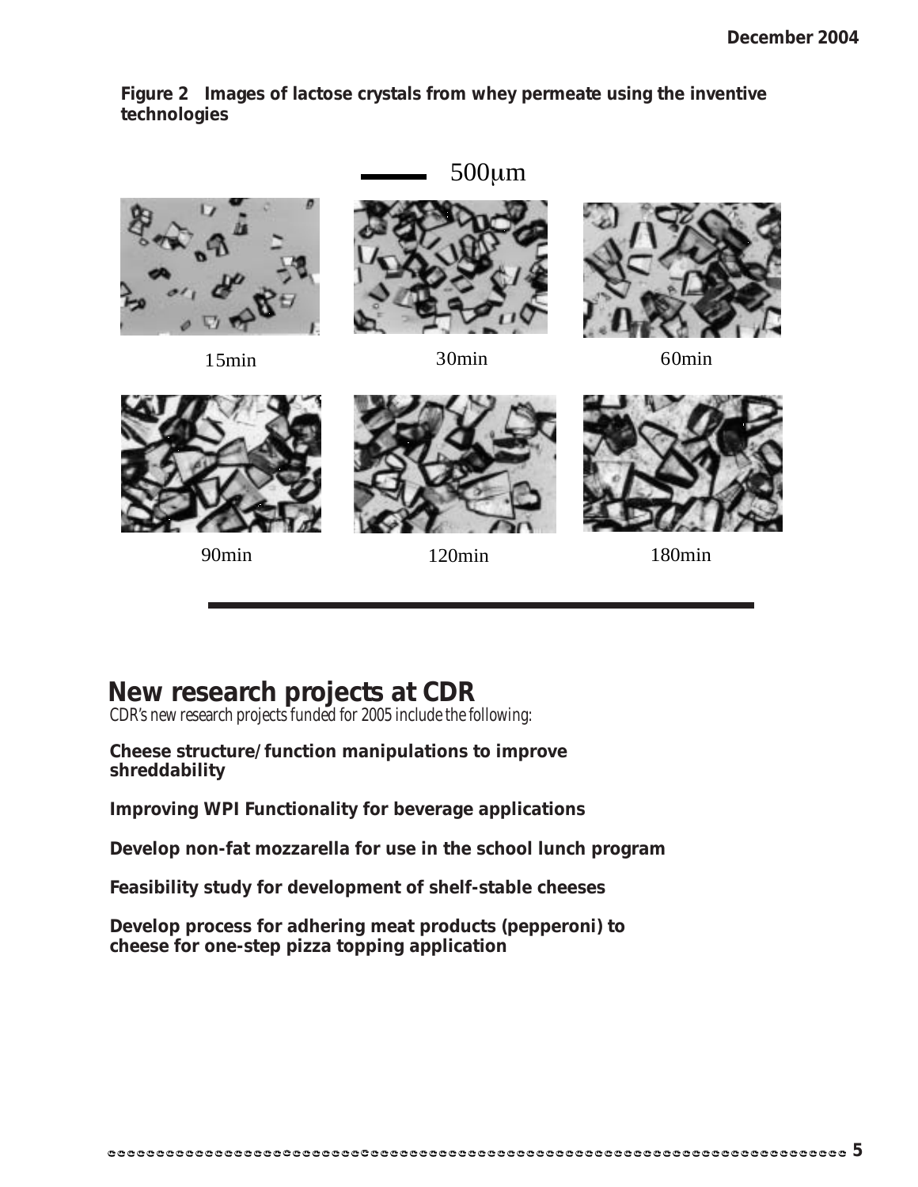**Figure 2 Images of lactose crystals from whey permeate using the inventive technologies**

500μm

15min

30min

60min

90min

120min

180min

## New research projects at CDR

*CDR's new research projects funded for 2005 include the following:*

**Cheese structure/function manipulations to improve shreddability**

**Improving WPI Functionality for beverage applications**

**Develop non-fat mozzarella for use in the school lunch program**

**Feasibility study for development of shelf-stable cheeses**

**Develop process for adhering meat products (pepperoni) to cheese for one-step pizza topping application**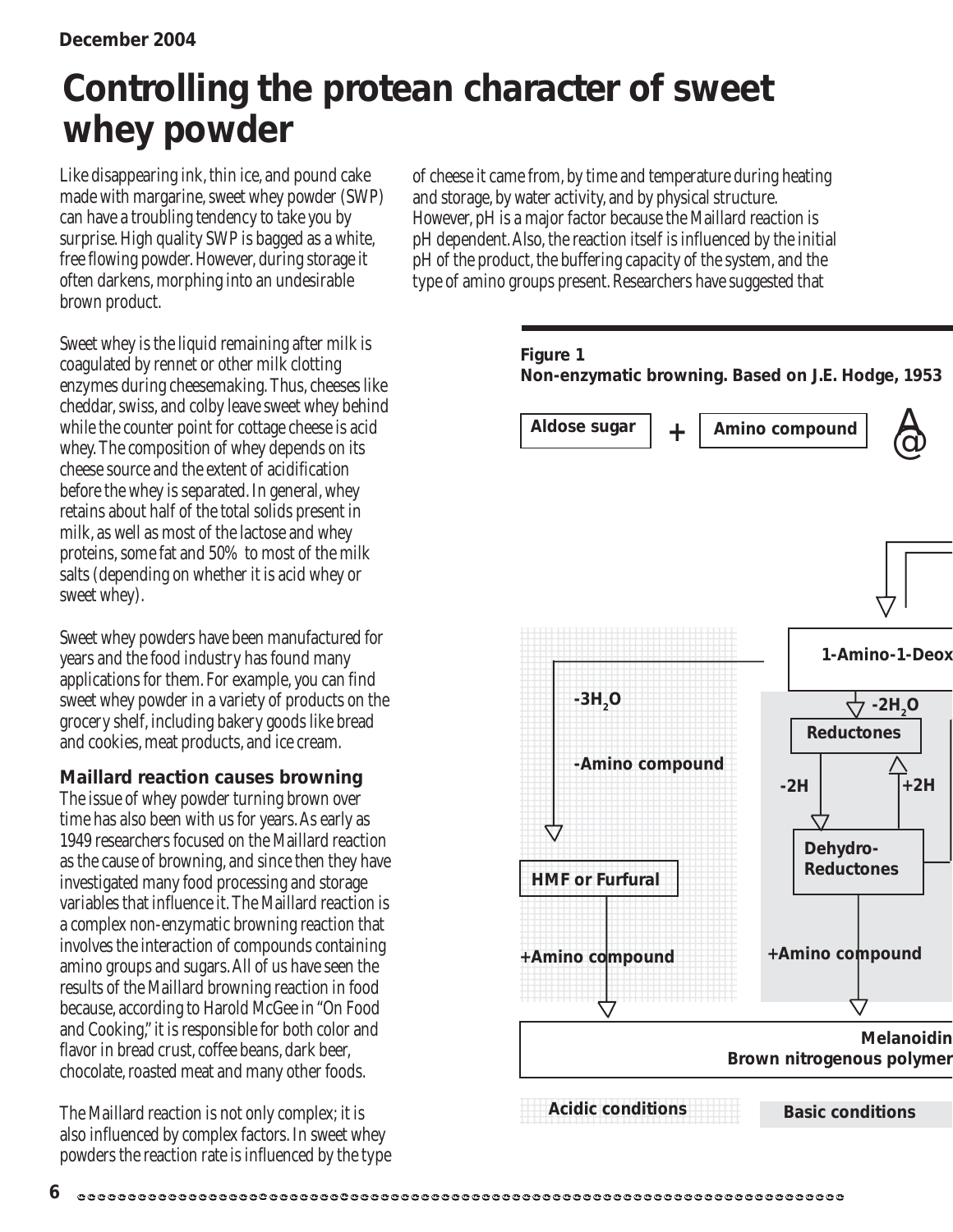December 2004

# Controlling the protean character of sweet whey powder

Like disappearing ink, thin ice, and pound cake made with margarine, sweet whey powder (SWP) can have a troubling tendency to take you by surprise. High quality SWP is bagged as a white, free flowing powder. However, during storage it often darkens, morphing into an undesirable brown product.

Sweet whey is the liquid remaining after milk is coagulated by rennet or other milk clotting enzymes during cheesemaking. Thus, cheeses like cheddar, swiss, and colby leave sweet whey behind while the counter point for cottage cheese is acid whey. The composition of whey depends on its cheese source and the extent of acidification before the whey is separated. In general, whey retains about half of the total solids present in milk, as well as most of the lactose and whey proteins, some fat and 50% to most of the milk salts (depending on whether it is acid whey or sweet whey).

Sweet whey powders have been manufactured for years and the food industry has found many applications for them. For example, you can find sweet whey powder in a variety of products on the grocery shelf, including bakery goods like bread and cookies, meat products, and ice cream.

### Maillard reaction causes browning

The issue of whey powder turning brown over time has also been with us for years. As early as 1949 researchers focused on the Maillard reaction as the cause of browning, and since then they have investigated many food processing and storage variables that influence it. The Maillard reaction is a complex non-enzymatic browning reaction that involves the interaction of compounds containing amino groups and sugars. All of us have seen the results of the Maillard browning reaction in food because, according to Harold McGee in "On Food and Cooking," it is responsible for both color and flavor in bread crust, coffee beans, dark beer, chocolate, roasted meat and many other foods.

The Maillard reaction is not only complex; it is also influenced by complex factors. In sweet whey powders the reaction rate is influenced by the type of cheese it came from, by time and temperature during heating and storage, by water activity, and by physical structure. However, pH is a major factor because the Maillard reaction is pH dependent. Also, the reaction itself is influenced by the initial pH of the product, the buffering capacity of the system, and the type of amino groups present. Researchers have suggested that

**Figure 1**
**Non-enzymatic browning. Based on J.E. Hodge, 1953**

Aldose sugar + Amino compound

1-Amino-1-Deox

$-3H_2O$

-Amino compound

HMF or Furfural

+Amino compound

$-2H_2O$

Reductones

-2H

+2H

Dehydro-Reductones

+Amino compound

Melanoidin
Brown nitrogenous polymer

Acidic conditions

Basic conditions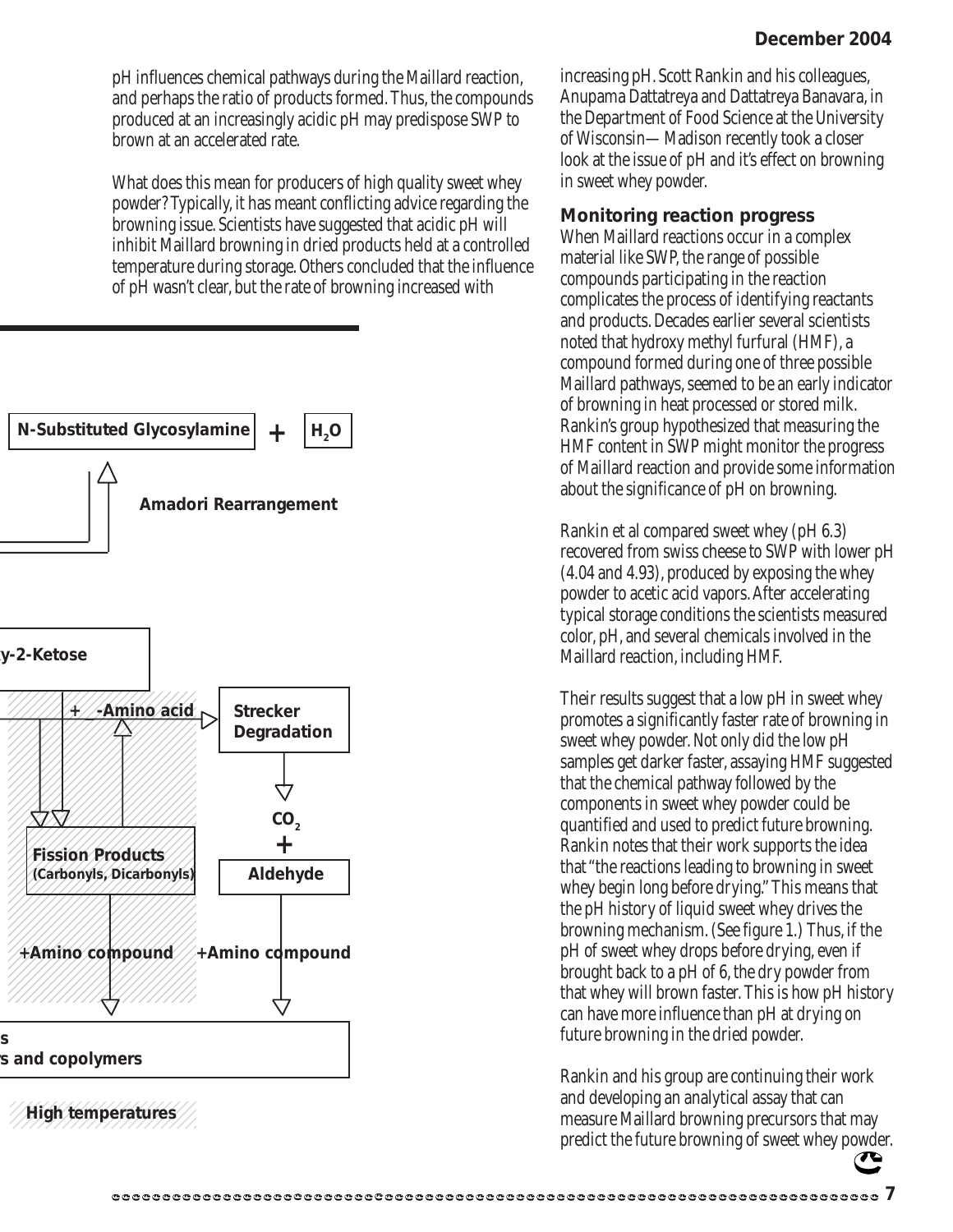pH influences chemical pathways during the Maillard reaction, and perhaps the ratio of products formed. Thus, the compounds produced at an increasingly acidic pH may predispose SWP to brown at an accelerated rate.

What does this mean for producers of high quality sweet whey powder? Typically, it has meant conflicting advice regarding the browning issue. Scientists have suggested that acidic pH will inhibit Maillard browning in dried products held at a controlled temperature during storage. Others concluded that the influence of pH wasn't clear, but the rate of browning increased with increasing pH. Scott Rankin and his colleagues, Anupama Dattatreya and Dattatreya Banavara, in the Department of Food Science at the University of Wisconsin—Madison recently took a closer look at the issue of pH and it's effect on browning in sweet whey powder.

## Monitoring reaction progress

When Maillard reactions occur in a complex material like SWP, the range of possible compounds participating in the reaction complicates the process of identifying reactants and products. Decades earlier several scientists noted that hydroxy methyl furfural (HMF), a compound formed during one of three possible Maillard pathways, seemed to be an early indicator of browning in heat processed or stored milk. Rankin's group hypothesized that measuring the HMF content in SWP might monitor the progress of Maillard reaction and provide some information about the significance of pH on browning.

Rankin et al compared sweet whey (pH 6.3) recovered from swiss cheese to SWP with lower pH (4.04 and 4.93), produced by exposing the whey powder to acetic acid vapors. After accelerating typical storage conditions the scientists measured color, pH, and several chemicals involved in the Maillard reaction, including HMF.

Their results suggest that a low pH in sweet whey promotes a significantly faster rate of browning in sweet whey powder. Not only did the low pH samples get darker faster, assaying HMF suggested that the chemical pathway followed by the components in sweet whey powder could be quantified and used to predict future browning. Rankin notes that their work supports the idea that "the reactions leading to browning in sweet whey begin long before drying." This means that the pH history of liquid sweet whey drives the browning mechanism. (See figure 1.) Thus, if the pH of sweet whey drops before drying, even if brought back to a pH of 6, the dry powder from that whey will brown faster. This is how pH history can have more influence than pH at drying on future browning in the dried powder.

Rankin and his group are continuing their work and developing an analytical assay that can measure Maillard browning precursors that may predict the future browning of sweet whey powder.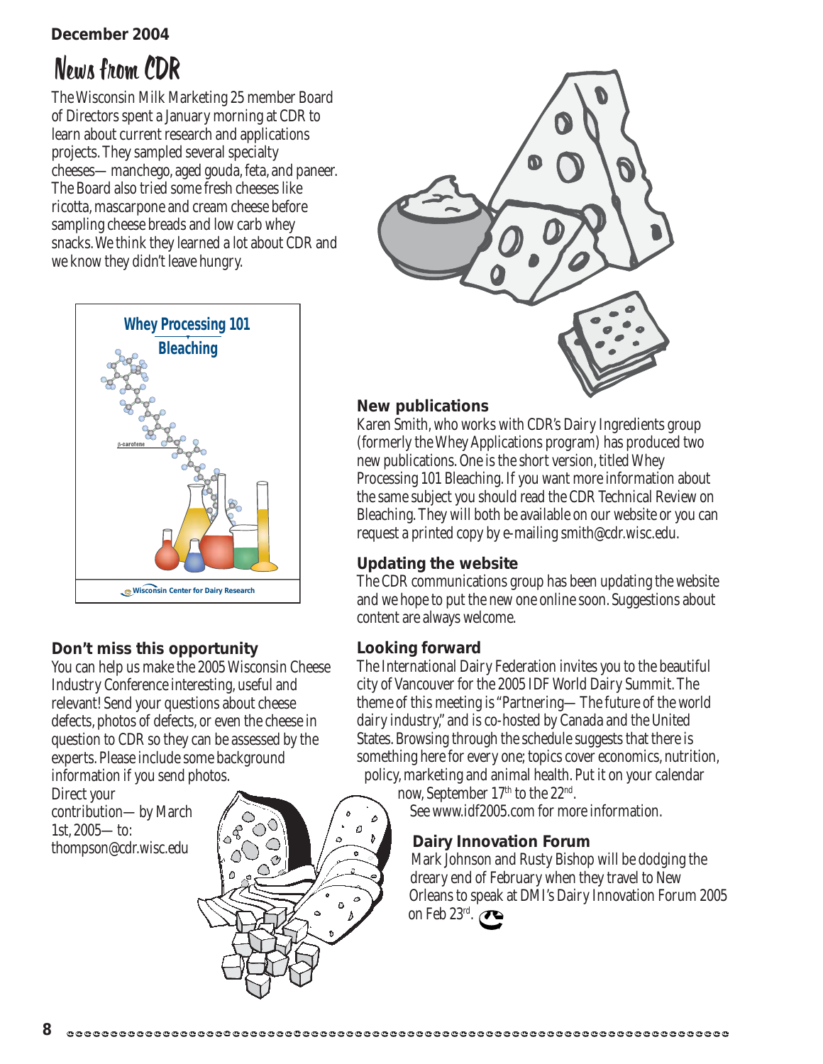December 2004

# News from CDR

The Wisconsin Milk Marketing 25 member Board of Directors spent a January morning at CDR to learn about current research and applications projects. They sampled several specialty cheeses—manchego, aged gouda, feta, and paneer. The Board also tried some fresh cheeses like ricotta, mascarpone and cream cheese before sampling cheese breads and low carb whey snacks. We think they learned a lot about CDR and we know they didn't leave hungry.

Whey Processing 101
Bleaching

β-carotene

Wisconsin Center for Dairy Research

### New publications

Karen Smith, who works with CDR's Dairy Ingredients group (formerly the Whey Applications program) has produced two new publications. One is the short version, titled Whey Processing 101 Bleaching. If you want more information about the same subject you should read the CDR Technical Review on Bleaching. They will both be available on our website or you can request a printed copy by e-mailing smith@cdr.wisc.edu.

### Updating the website

The CDR communications group has been updating the website and we hope to put the new one online soon. Suggestions about content are always welcome.

### Don't miss this opportunity

You can help us make the 2005 Wisconsin Cheese Industry Conference interesting, useful and relevant! Send your questions about cheese defects, photos of defects, or even the cheese in question to CDR so they can be assessed by the experts. Please include some background information if you send photos.

Direct your contribution—by March 1st, 2005—to: thompson@cdr.wisc.edu

### Looking forward

The International Dairy Federation invites you to the beautiful city of Vancouver for the 2005 IDF World Dairy Summit. The theme of this meeting is "Partnering—The future of the world dairy industry," and is co-hosted by Canada and the United States. Browsing through the schedule suggests that there is something here for every one; topics cover economics, nutrition, policy, marketing and animal health. Put it on your calendar now, September 17th to the 22nd.

See www.idf2005.com for more information.

### Dairy Innovation Forum

Mark Johnson and Rusty Bishop will be dodging the dreary end of February when they travel to New Orleans to speak at DMI's Dairy Innovation Forum 2005 on Feb 23rd.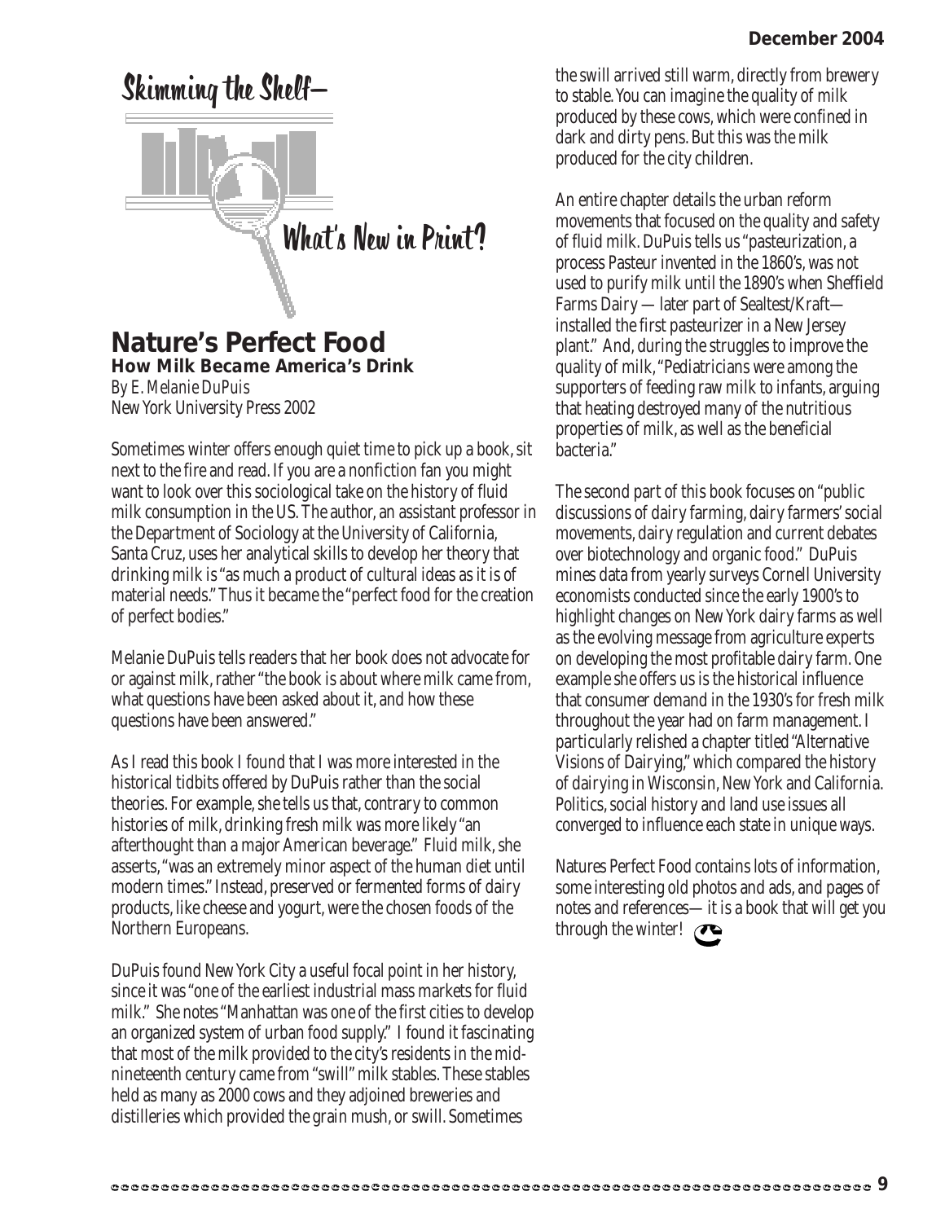# Skimming the Shelf—

## What's New in Print?

## Nature's Perfect Food

### How Milk Became America's Drink

*By E. Melanie DuPuis*
New York University Press 2002

Sometimes winter offers enough quiet time to pick up a book, sit next to the fire and read. If you are a nonfiction fan you might want to look over this sociological take on the history of fluid milk consumption in the US. The author, an assistant professor in the Department of Sociology at the University of California, Santa Cruz, uses her analytical skills to develop her theory that drinking milk is "as much a product of cultural ideas as it is of material needs." Thus it became the "perfect food for the creation of perfect bodies."

Melanie DuPuis tells readers that her book does not advocate for or against milk, rather "the book is about where milk came from, what questions have been asked about it, and how these questions have been answered."

As I read this book I found that I was more interested in the historical tidbits offered by DuPuis rather than the social theories. For example, she tells us that, contrary to common histories of milk, drinking fresh milk was more likely "an afterthought than a major American beverage." Fluid milk, she asserts, "was an extremely minor aspect of the human diet until modern times." Instead, preserved or fermented forms of dairy products, like cheese and yogurt, were the chosen foods of the Northern Europeans.

DuPuis found New York City a useful focal point in her history, since it was "one of the earliest industrial mass markets for fluid milk." She notes "Manhattan was one of the first cities to develop an organized system of urban food supply." I found it fascinating that most of the milk provided to the city's residents in the mid-nineteenth century came from "swill" milk stables. These stables held as many as 2000 cows and they adjoined breweries and distilleries which provided the grain mush, or swill. Sometimes the swill arrived still warm, directly from brewery to stable. You can imagine the quality of milk produced by these cows, which were confined in dark and dirty pens. But this was the milk produced for the city children.

An entire chapter details the urban reform movements that focused on the quality and safety of fluid milk. DuPuis tells us "pasteurization, a process Pasteur invented in the 1860's, was not used to purify milk until the 1890's when Sheffield Farms Dairy — later part of Sealtest/Kraft— installed the first pasteurizer in a New Jersey plant." And, during the struggles to improve the quality of milk, "Pediatricians were among the supporters of feeding raw milk to infants, arguing that heating destroyed many of the nutritious properties of milk, as well as the beneficial bacteria."

The second part of this book focuses on "public discussions of dairy farming, dairy farmers' social movements, dairy regulation and current debates over biotechnology and organic food." DuPuis mines data from yearly surveys Cornell University economists conducted since the early 1900's to highlight changes on New York dairy farms as well as the evolving message from agriculture experts on developing the most profitable dairy farm. One example she offers us is the historical influence that consumer demand in the 1930's for fresh milk throughout the year had on farm management. I particularly relished a chapter titled "Alternative Visions of Dairying," which compared the history of dairying in Wisconsin, New York and California. Politics, social history and land use issues all converged to influence each state in unique ways.

Natures Perfect Food contains lots of information, some interesting old photos and ads, and pages of notes and references— it is a book that will get you through the winter!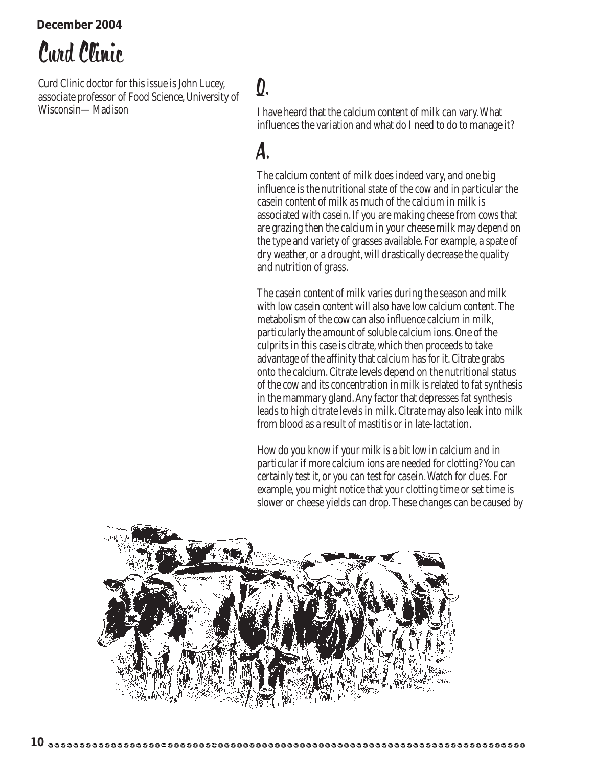December 2004

# Curd Clinic

Curd Clinic doctor for this issue is John Lucey, associate professor of Food Science, University of Wisconsin—Madison

## Q.

I have heard that the calcium content of milk can vary. What influences the variation and what do I need to do to manage it?

## A.

The calcium content of milk does indeed vary, and one big influence is the nutritional state of the cow and in particular the casein content of milk as much of the calcium in milk is associated with casein. If you are making cheese from cows that are grazing then the calcium in your cheese milk may depend on the type and variety of grasses available. For example, a spate of dry weather, or a drought, will drastically decrease the quality and nutrition of grass.

The casein content of milk varies during the season and milk with low casein content will also have low calcium content. The metabolism of the cow can also influence calcium in milk, particularly the amount of soluble calcium ions. One of the culprits in this case is citrate, which then proceeds to take advantage of the affinity that calcium has for it. Citrate grabs onto the calcium. Citrate levels depend on the nutritional status of the cow and its concentration in milk is related to fat synthesis in the mammary gland. Any factor that depresses fat synthesis leads to high citrate levels in milk. Citrate may also leak into milk from blood as a result of mastitis or in late-lactation.

How do you know if your milk is a bit low in calcium and in particular if more calcium ions are needed for clotting? You can certainly test it, or you can test for casein. Watch for clues. For example, you might notice that your clotting time or set time is slower or cheese yields can drop. These changes can be caused by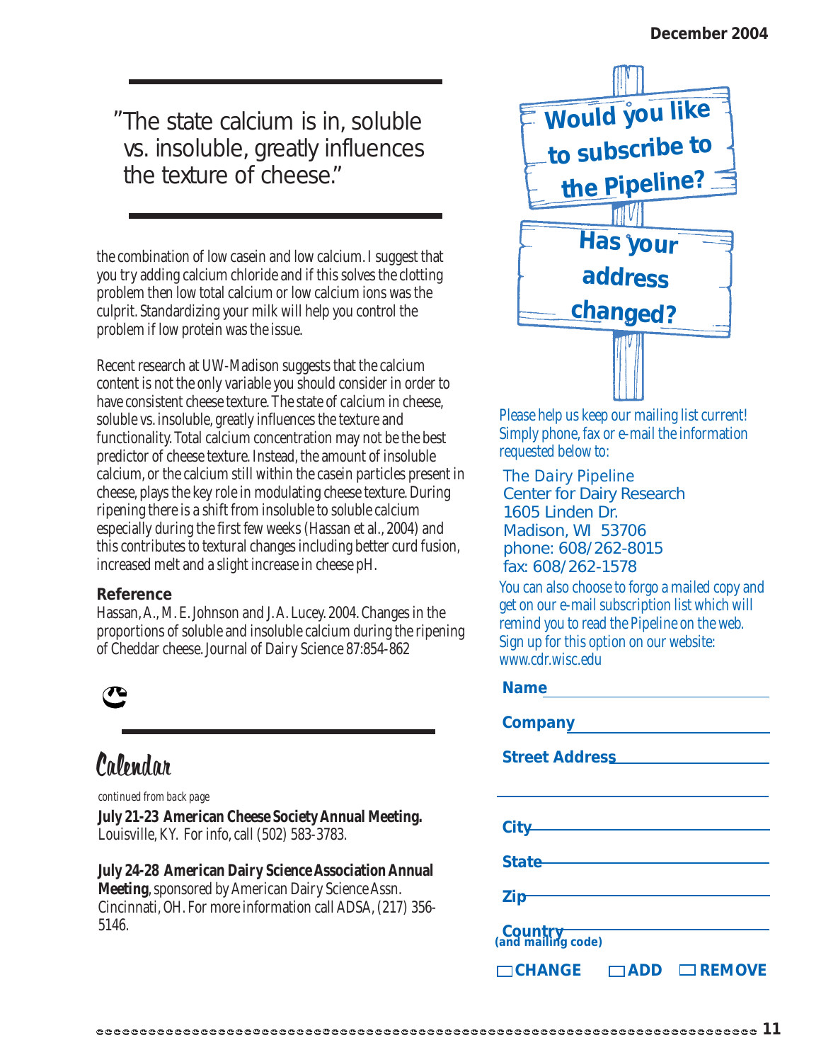> "The state calcium is in, soluble vs. insoluble, greatly influences the texture of cheese."

the combination of low casein and low calcium. I suggest that you try adding calcium chloride and if this solves the clotting problem then low total calcium or low calcium ions was the culprit. Standardizing your milk will help you control the problem if low protein was the issue.

Recent research at UW-Madison suggests that the calcium content is not the only variable you should consider in order to have consistent cheese texture. The state of calcium in cheese, soluble vs. insoluble, greatly influences the texture and functionality. Total calcium concentration may not be the best predictor of cheese texture. Instead, the amount of insoluble calcium, or the calcium still within the casein particles present in cheese, plays the key role in modulating cheese texture. During ripening there is a shift from insoluble to soluble calcium especially during the first few weeks (Hassan et al., 2004) and this contributes to textural changes including better curd fusion, increased melt and a slight increase in cheese pH.

### Reference

Hassan, A., M. E. Johnson and J. A. Lucey. 2004. Changes in the proportions of soluble and insoluble calcium during the ripening of Cheddar cheese. Journal of Dairy Science 87:854-862

## Calendar

*continued from back page*

**July 21-23 American Cheese Society Annual Meeting.** Louisville, KY. For info, call (502) 583-3783.

**July 24-28 American Dairy Science Association Annual Meeting**, sponsored by American Dairy Science Assn. Cincinnati, OH. For more information call ADSA, (217) 356-5146.

## Would you like to subscribe to the Pipeline?

## Has your address changed?

*Please help us keep our mailing list current! Simply phone, fax or e-mail the information requested below to:*

The Dairy Pipeline
Center for Dairy Research
1605 Linden Dr.
Madison, WI 53706
phone: 608/262-8015
fax: 608/262-1578

*You can also choose to forgo a mailed copy and get on our e-mail subscription list which will remind you to read the Pipeline on the web. Sign up for this option on our website: www.cdr.wisc.edu*

**Name** ____________________

**Company** ____________________

**Street Address** ____________________

____________________

**City** ____________________

**State** ____________________

**Zip** ____________________

**Country** ____________________
**(and mailing code)**

☐ **CHANGE** ☐ **ADD** ☐ **REMOVE**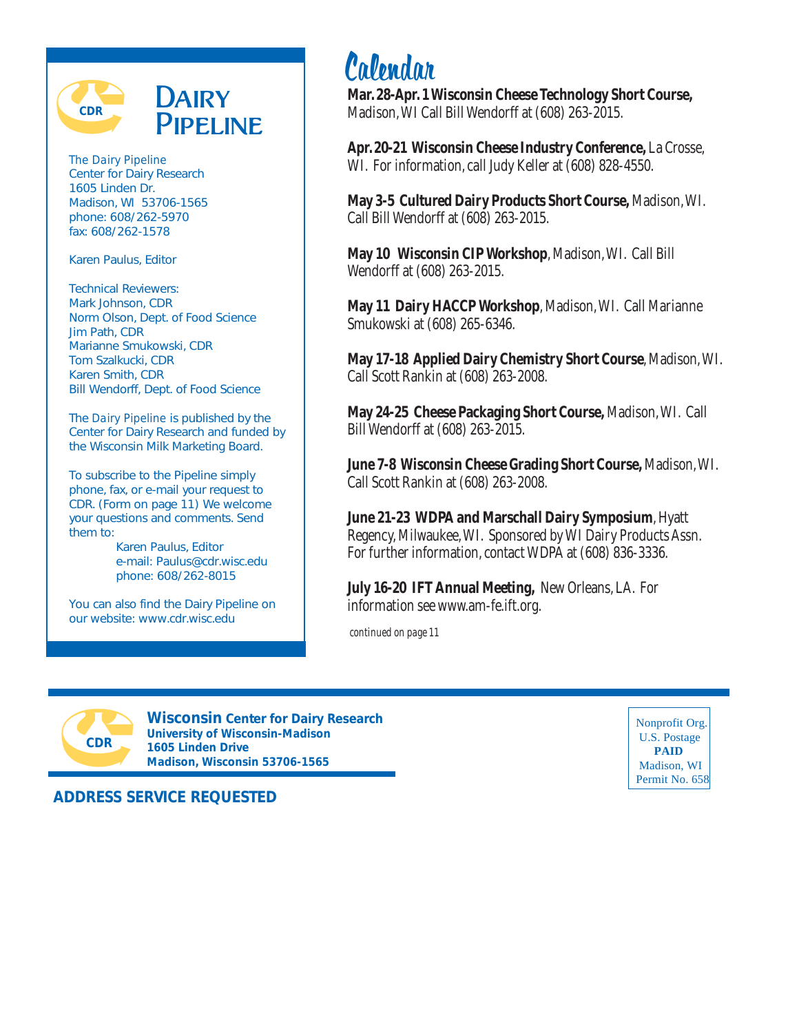# Dairy Pipeline

CDR

The *Dairy Pipeline*
Center for Dairy Research
1605 Linden Dr.
Madison, WI 53706-1565
phone: 608/262-5970
fax: 608/262-1578

Karen Paulus, Editor

Technical Reviewers:
Mark Johnson, CDR
Norm Olson, Dept. of Food Science
Jim Path, CDR
Marianne Smukowski, CDR
Tom Szalkucki, CDR
Karen Smith, CDR
Bill Wendorff, Dept. of Food Science

The *Dairy Pipeline* is published by the Center for Dairy Research and funded by the Wisconsin Milk Marketing Board.

To subscribe to the Pipeline simply phone, fax, or e-mail your request to CDR. (Form on page 11) We welcome your questions and comments. Send them to:

Karen Paulus, Editor
e-mail: Paulus@cdr.wisc.edu
phone: 608/262-8015

You can also find the Dairy Pipeline on our website: www.cdr.wisc.edu

# Calendar

**Mar. 28-Apr. 1 Wisconsin Cheese Technology Short Course,** Madison, WI Call Bill Wendorff at (608) 263-2015.

**Apr. 20-21 Wisconsin Cheese Industry Conference,** La Crosse, WI. For information, call Judy Keller at (608) 828-4550.

**May 3-5 Cultured Dairy Products Short Course,** Madison, WI. Call Bill Wendorff at (608) 263-2015.

**May 10 Wisconsin CIP Workshop**, Madison, WI. Call Bill Wendorff at (608) 263-2015.

**May 11 Dairy HACCP Workshop**, Madison, WI. Call Marianne Smukowski at (608) 265-6346.

**May 17-18 Applied Dairy Chemistry Short Course**, Madison, WI. Call Scott Rankin at (608) 263-2008.

**May 24-25 Cheese Packaging Short Course,** Madison, WI. Call Bill Wendorff at (608) 263-2015.

**June 7-8 Wisconsin Cheese Grading Short Course,** Madison, WI. Call Scott Rankin at (608) 263-2008.

**June 21-23 WDPA and Marschall Dairy Symposium**, Hyatt Regency, Milwaukee, WI. Sponsored by WI Dairy Products Assn. For further information, contact WDPA at (608) 836-3336.

**July 16-20 IFT Annual Meeting,** New Orleans, LA. For information see www.am-fe.ift.org.

*continued on page 11*

CDR

**Wisconsin Center for Dairy Research**
**University of Wisconsin-Madison**
**1605 Linden Drive**
**Madison, Wisconsin 53706-1565**

**ADDRESS SERVICE REQUESTED**

Nonprofit Org.
U.S. Postage
**PAID**
Madison, WI
Permit No. 658